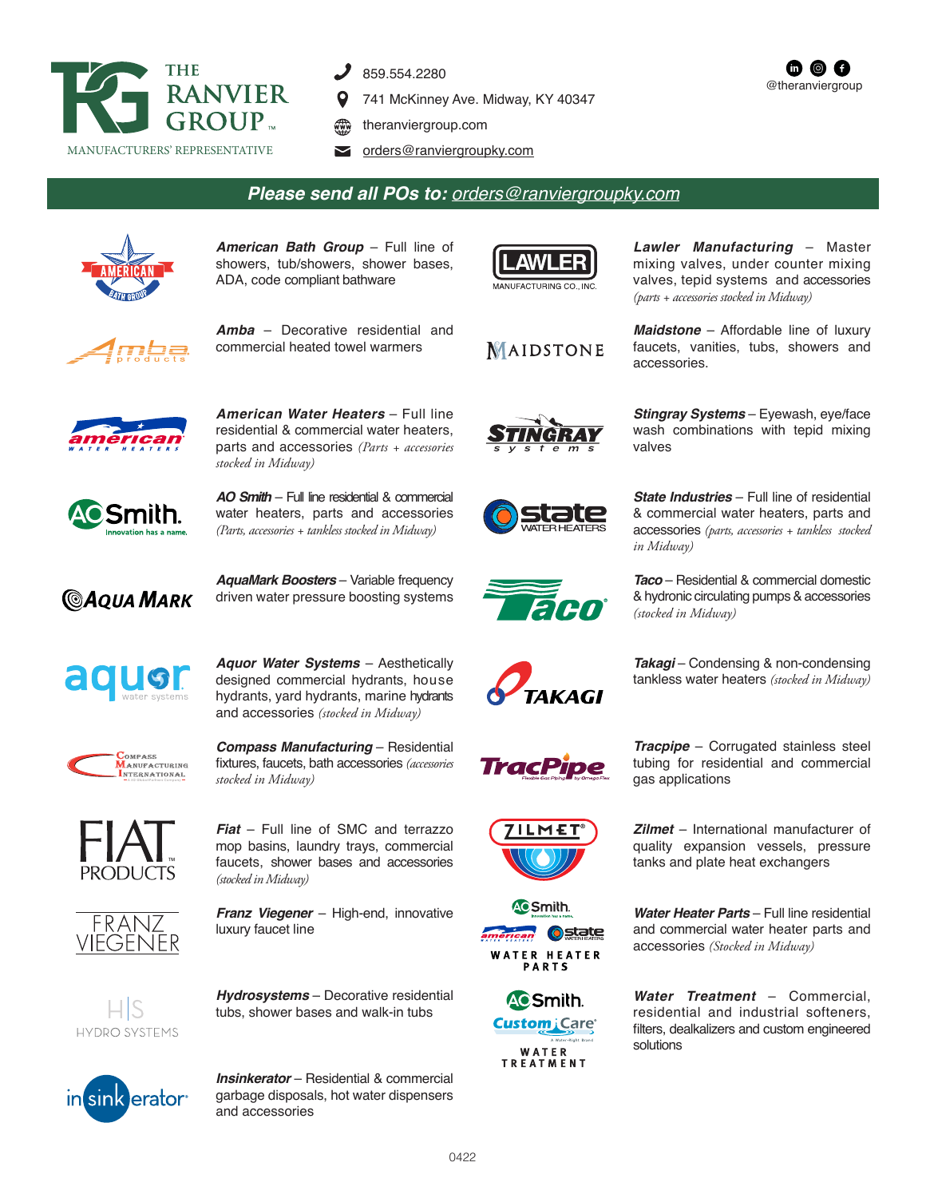# THE RANVIER GROUP™

MANUFACTURERS' REPRESENTATIVE

859.554.2280
741 McKinney Ave. Midway, KY 40347
theranviergroup.com
orders@ranviergroupky.com

@theranviergroup

## Please send all POs to: orders@ranviergroupky.com

***American Bath Group*** – Full line of showers, tub/showers, shower bases, ADA, code compliant bathware

***Amba*** – Decorative residential and commercial heated towel warmers

***American Water Heaters*** – Full line residential & commercial water heaters, parts and accessories *(Parts + accessories stocked in Midway)*

***AO Smith*** – Full line residential & commercial water heaters, parts and accessories *(Parts, accessories + tankless stocked in Midway)*

***AquaMark Boosters*** – Variable frequency driven water pressure boosting systems

***Aquor Water Systems*** – Aesthetically designed commercial hydrants, house hydrants, yard hydrants, marine hydrants and accessories *(stocked in Midway)*

***Compass Manufacturing*** – Residential fixtures, faucets, bath accessories *(accessories stocked in Midway)*

***Fiat*** – Full line of SMC and terrazzo mop basins, laundry trays, commercial faucets, shower bases and accessories *(stocked in Midway)*

***Franz Viegener*** – High-end, innovative luxury faucet line

***Hydrosystems*** – Decorative residential tubs, shower bases and walk-in tubs

***Insinkerator*** – Residential & commercial garbage disposals, hot water dispensers and accessories

***Lawler Manufacturing*** – Master mixing valves, under counter mixing valves, tepid systems and accessories *(parts + accessories stocked in Midway)*

***Maidstone*** – Affordable line of luxury faucets, vanities, tubs, showers and accessories.

***Stingray Systems*** – Eyewash, eye/face wash combinations with tepid mixing valves

***State Industries*** – Full line of residential & commercial water heaters, parts and accessories *(parts, accessories + tankless stocked in Midway)*

***Taco*** – Residential & commercial domestic & hydronic circulating pumps & accessories *(stocked in Midway)*

***Takagi*** – Condensing & non-condensing tankless water heaters *(stocked in Midway)*

***Tracpipe*** – Corrugated stainless steel tubing for residential and commercial gas applications

***Zilmet*** – International manufacturer of quality expansion vessels, pressure tanks and plate heat exchangers

***Water Heater Parts*** – Full line residential and commercial water heater parts and accessories *(Stocked in Midway)*

***Water Treatment*** – Commercial, residential and industrial softeners, filters, dealkalizers and custom engineered solutions

0422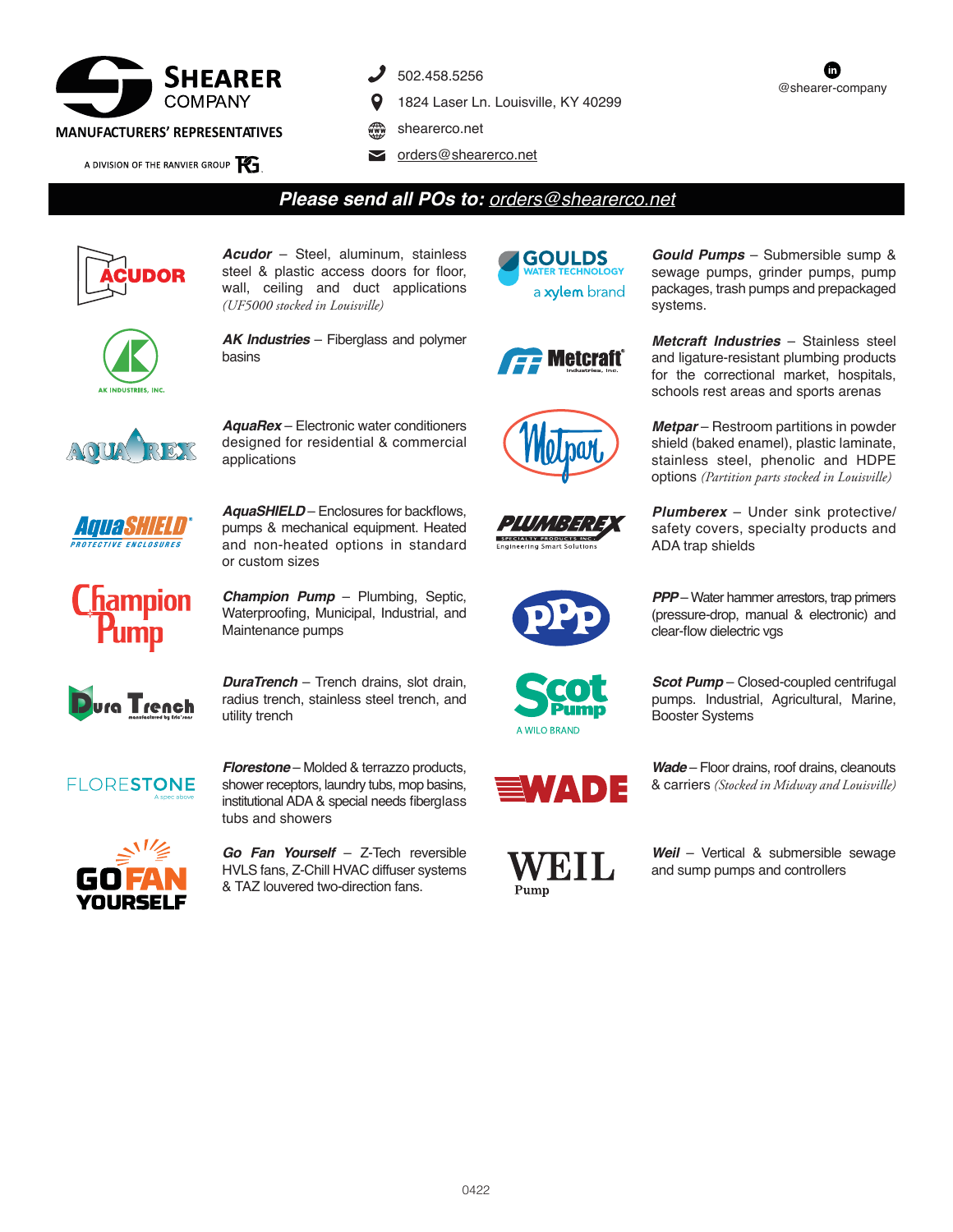# SHEARER COMPANY

MANUFACTURERS' REPRESENTATIVES

A DIVISION OF THE RANVIER GROUP

502.458.5256

1824 Laser Ln. Louisville, KY 40299

shearerco.net

orders@shearerco.net

@shearer-company

**Please send all POs to: orders@shearerco.net**

***Acudor*** – Steel, aluminum, stainless steel & plastic access doors for floor, wall, ceiling and duct applications *(UF5000 stocked in Louisville)*

***AK Industries*** – Fiberglass and polymer basins

***AquaRex*** – Electronic water conditioners designed for residential & commercial applications

***AquaSHIELD*** – Enclosures for backflows, pumps & mechanical equipment. Heated and non-heated options in standard or custom sizes

***Champion Pump*** – Plumbing, Septic, Waterproofing, Municipal, Industrial, and Maintenance pumps

***DuraTrench*** – Trench drains, slot drain, radius trench, stainless steel trench, and utility trench

***Florestone*** – Molded & terrazzo products, shower receptors, laundry tubs, mop basins, institutional ADA & special needs fiberglass tubs and showers

***Go Fan Yourself*** – Z-Tech reversible HVLS fans, Z-Chill HVAC diffuser systems & TAZ louvered two-direction fans.

***Gould Pumps*** – Submersible sump & sewage pumps, grinder pumps, pump packages, trash pumps and prepackaged systems.

***Metcraft Industries*** – Stainless steel and ligature-resistant plumbing products for the correctional market, hospitals, schools rest areas and sports arenas

***Metpar*** – Restroom partitions in powder shield (baked enamel), plastic laminate, stainless steel, phenolic and HDPE options *(Partition parts stocked in Louisville)*

***Plumberex*** – Under sink protective/ safety covers, specialty products and ADA trap shields

***PPP*** – Water hammer arrestors, trap primers (pressure-drop, manual & electronic) and clear-flow dielectric vgs

***Scot Pump*** – Closed-coupled centrifugal pumps. Industrial, Agricultural, Marine, Booster Systems

***Wade*** – Floor drains, roof drains, cleanouts & carriers *(Stocked in Midway and Louisville)*

***Weil*** – Vertical & submersible sewage and sump pumps and controllers

0422